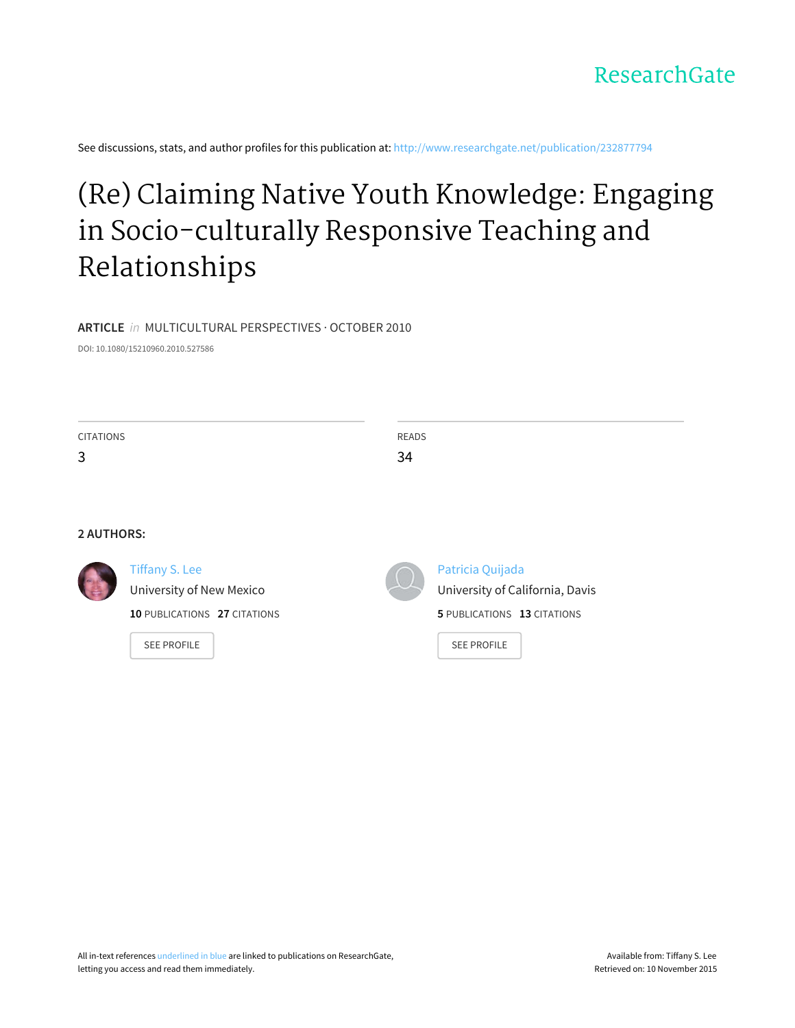ResearchGate

See discussions, stats, and author profiles for this publication at: http://www.researchgate.net/publication/232877794

# (Re) Claiming Native Youth Knowledge: Engaging in Socio-culturally Responsive Teaching and Relationships

**ARTICLE** *in* MULTICULTURAL PERSPECTIVES · OCTOBER 2010

DOI: 10.1080/15210960.2010.527586

| CITATIONS | READS |
| --- | --- |
| 3 | 34 |

**2 AUTHORS:**

**Tiffany S. Lee**
University of New Mexico
**10** PUBLICATIONS **27** CITATIONS
SEE PROFILE

**Patricia Quijada**
University of California, Davis
**5** PUBLICATIONS **13** CITATIONS
SEE PROFILE

All in-text references underlined in blue are linked to publications on ResearchGate, letting you access and read them immediately.

Available from: Tiffany S. Lee
Retrieved on: 10 November 2015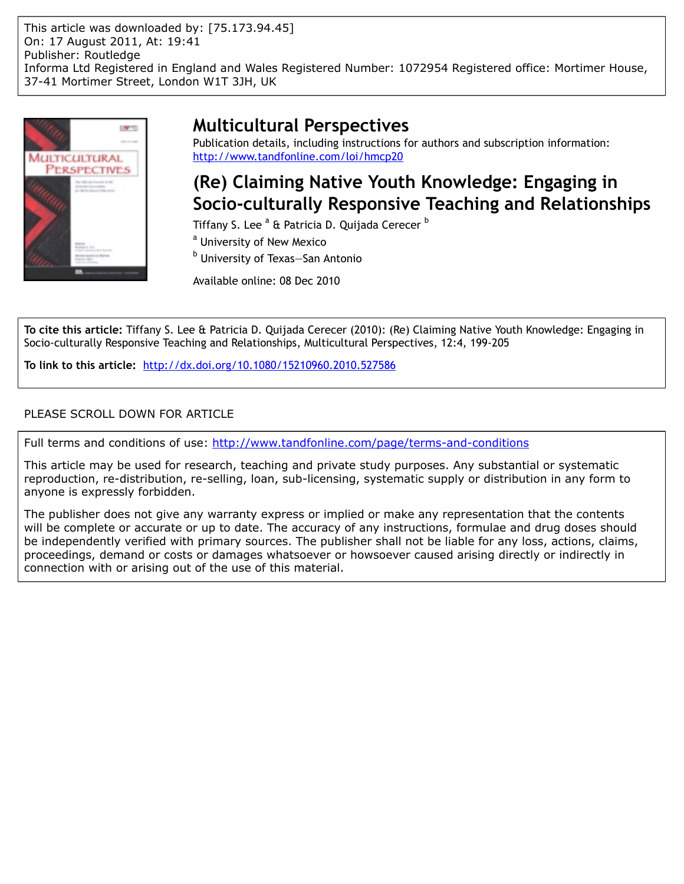This article was downloaded by: [75.173.94.45]
On: 17 August 2011, At: 19:41
Publisher: Routledge
Informa Ltd Registered in England and Wales Registered Number: 1072954 Registered office: Mortimer House, 37-41 Mortimer Street, London W1T 3JH, UK

# Multicultural Perspectives

Publication details, including instructions for authors and subscription information:
http://www.tandfonline.com/loi/hmcp20

## (Re) Claiming Native Youth Knowledge: Engaging in Socio-culturally Responsive Teaching and Relationships

Tiffany S. Lee [a] & Patricia D. Quijada Cerecer [b]

[a] University of New Mexico

[b] University of Texas—San Antonio

Available online: 08 Dec 2010

**To cite this article:** Tiffany S. Lee & Patricia D. Quijada Cerecer (2010): (Re) Claiming Native Youth Knowledge: Engaging in Socio-culturally Responsive Teaching and Relationships, Multicultural Perspectives, 12:4, 199-205

**To link to this article:** http://dx.doi.org/10.1080/15210960.2010.527586

PLEASE SCROLL DOWN FOR ARTICLE

Full terms and conditions of use: http://www.tandfonline.com/page/terms-and-conditions

This article may be used for research, teaching and private study purposes. Any substantial or systematic reproduction, re-distribution, re-selling, loan, sub-licensing, systematic supply or distribution in any form to anyone is expressly forbidden.

The publisher does not give any warranty express or implied or make any representation that the contents will be complete or accurate or up to date. The accuracy of any instructions, formulae and drug doses should be independently verified with primary sources. The publisher shall not be liable for any loss, actions, claims, proceedings, demand or costs or damages whatsoever or howsoever caused arising directly or indirectly in connection with or arising out of the use of this material.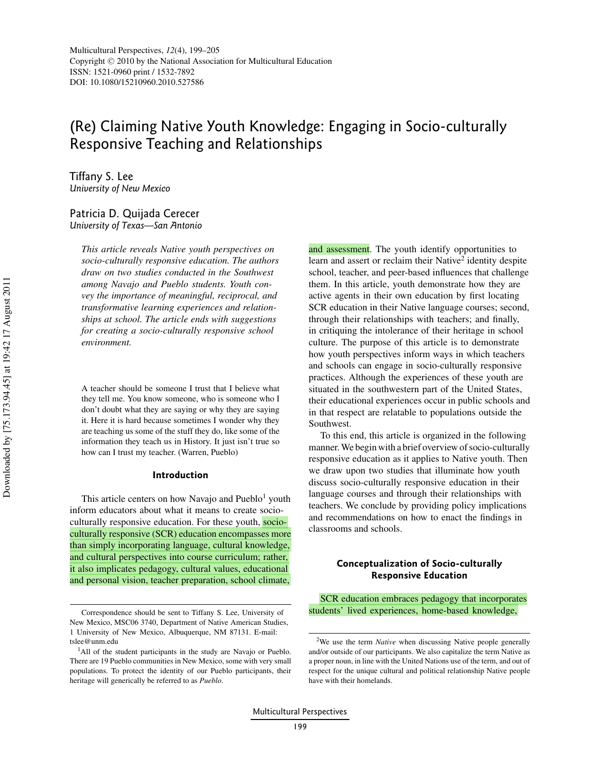# (Re) Claiming Native Youth Knowledge: Engaging in Socio-culturally Responsive Teaching and Relationships

Tiffany S. Lee
*University of New Mexico*

Patricia D. Quijada Cerecer
*University of Texas—San Antonio*

*This article reveals Native youth perspectives on socio-culturally responsive education. The authors draw on two studies conducted in the Southwest among Navajo and Pueblo students. Youth convey the importance of meaningful, reciprocal, and transformative learning experiences and relationships at school. The article ends with suggestions for creating a socio-culturally responsive school environment.*

> A teacher should be someone I trust that I believe what they tell me. You know someone, who is someone who I don't doubt what they are saying or why they are saying it. Here it is hard because sometimes I wonder why they are teaching us some of the stuff they do, like some of the information they teach us in History. It just isn't true so how can I trust my teacher. (Warren, Pueblo)

## Introduction

This article centers on how Navajo and Pueblo[1] youth inform educators about what it means to create socio-culturally responsive education. For these youth, socio-culturally responsive (SCR) education encompasses more than simply incorporating language, cultural knowledge, and cultural perspectives into course curriculum; rather, it also implicates pedagogy, cultural values, educational and personal vision, teacher preparation, school climate, and assessment. The youth identify opportunities to learn and assert or reclaim their Native[2] identity despite school, teacher, and peer-based influences that challenge them. In this article, youth demonstrate how they are active agents in their own education by first locating SCR education in their Native language courses; second, through their relationships with teachers; and finally, in critiquing the intolerance of their heritage in school culture. The purpose of this article is to demonstrate how youth perspectives inform ways in which teachers and schools can engage in socio-culturally responsive practices. Although the experiences of these youth are situated in the southwestern part of the United States, their educational experiences occur in public schools and in that respect are relatable to populations outside the Southwest.

To this end, this article is organized in the following manner. We begin with a brief overview of socio-culturally responsive education as it applies to Native youth. Then we draw upon two studies that illuminate how youth discuss socio-culturally responsive education in their language courses and through their relationships with teachers. We conclude by providing policy implications and recommendations on how to enact the findings in classrooms and schools.

## Conceptualization of Socio-culturally Responsive Education

SCR education embraces pedagogy that incorporates students' lived experiences, home-based knowledge,

---

Correspondence should be sent to Tiffany S. Lee, University of New Mexico, MSC06 3740, Department of Native American Studies, 1 University of New Mexico, Albuquerque, NM 87131. E-mail: tslee@unm.edu

[1] All of the student participants in the study are Navajo or Pueblo. There are 19 Pueblo communities in New Mexico, some with very small populations. To protect the identity of our Pueblo participants, their heritage will generically be referred to as *Pueblo*.

[2] We use the term *Native* when discussing Native people generally and/or outside of our participants. We also capitalize the term Native as a proper noun, in line with the United Nations use of the term, and out of respect for the unique cultural and political relationship Native people have with their homelands.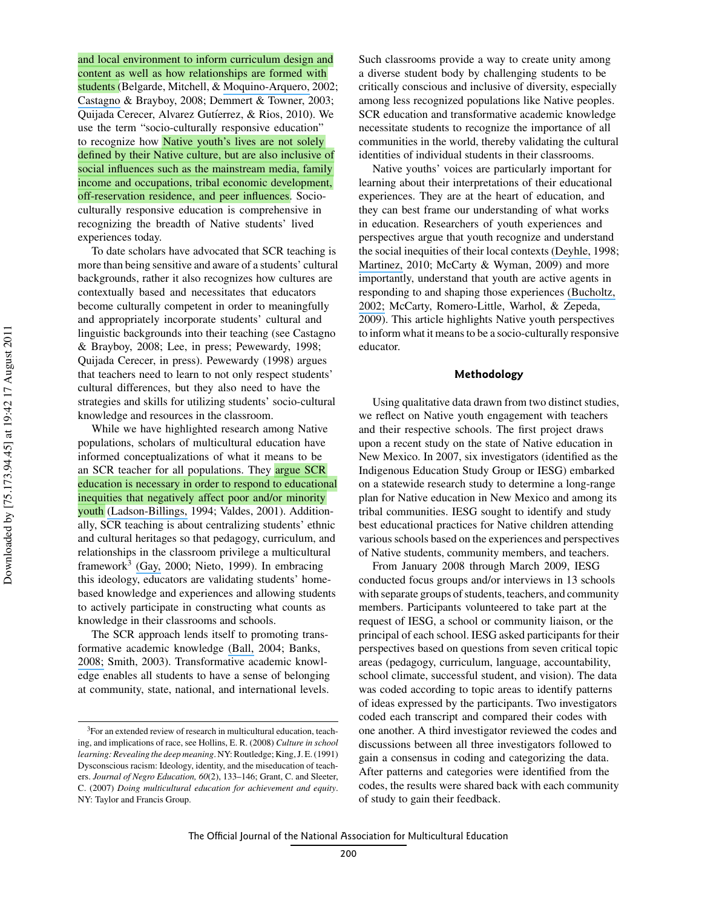and local environment to inform curriculum design and content as well as how relationships are formed with students (Belgarde, Mitchell, & Moquino-Arquero, 2002; Castagno & Brayboy, 2008; Demmert & Towner, 2003; Quijada Cerecer, Alvarez Gutíerrez, & Rios, 2010). We use the term "socio-culturally responsive education" to recognize how Native youth's lives are not solely defined by their Native culture, but are also inclusive of social influences such as the mainstream media, family income and occupations, tribal economic development, off-reservation residence, and peer influences. Socio-culturally responsive education is comprehensive in recognizing the breadth of Native students' lived experiences today.

To date scholars have advocated that SCR teaching is more than being sensitive and aware of a students' cultural backgrounds, rather it also recognizes how cultures are contextually based and necessitates that educators become culturally competent in order to meaningfully and appropriately incorporate students' cultural and linguistic backgrounds into their teaching (see Castagno & Brayboy, 2008; Lee, in press; Pewewardy, 1998; Quijada Cerecer, in press). Pewewardy (1998) argues that teachers need to learn to not only respect students' cultural differences, but they also need to have the strategies and skills for utilizing students' socio-cultural knowledge and resources in the classroom.

While we have highlighted research among Native populations, scholars of multicultural education have informed conceptualizations of what it means to be an SCR teacher for all populations. They argue SCR education is necessary in order to respond to educational inequities that negatively affect poor and/or minority youth (Ladson-Billings, 1994; Valdes, 2001). Additionally, SCR teaching is about centralizing students' ethnic and cultural heritages so that pedagogy, curriculum, and relationships in the classroom privilege a multicultural framework[3] (Gay, 2000; Nieto, 1999). In embracing this ideology, educators are validating students' home-based knowledge and experiences and allowing students to actively participate in constructing what counts as knowledge in their classrooms and schools.

The SCR approach lends itself to promoting transformative academic knowledge (Ball, 2004; Banks, 2008; Smith, 2003). Transformative academic knowledge enables all students to have a sense of belonging at community, state, national, and international levels. Such classrooms provide a way to create unity among a diverse student body by challenging students to be critically conscious and inclusive of diversity, especially among less recognized populations like Native peoples. SCR education and transformative academic knowledge necessitate students to recognize the importance of all communities in the world, thereby validating the cultural identities of individual students in their classrooms.

Native youths' voices are particularly important for learning about their interpretations of their educational experiences. They are at the heart of education, and they can best frame our understanding of what works in education. Researchers of youth experiences and perspectives argue that youth recognize and understand the social inequities of their local contexts (Deyhle, 1998; Martinez, 2010; McCarty & Wyman, 2009) and more importantly, understand that youth are active agents in responding to and shaping those experiences (Bucholtz, 2002; McCarty, Romero-Little, Warhol, & Zepeda, 2009). This article highlights Native youth perspectives to inform what it means to be a socio-culturally responsive educator.

## Methodology

Using qualitative data drawn from two distinct studies, we reflect on Native youth engagement with teachers and their respective schools. The first project draws upon a recent study on the state of Native education in New Mexico. In 2007, six investigators (identified as the Indigenous Education Study Group or IESG) embarked on a statewide research study to determine a long-range plan for Native education in New Mexico and among its tribal communities. IESG sought to identify and study best educational practices for Native children attending various schools based on the experiences and perspectives of Native students, community members, and teachers.

From January 2008 through March 2009, IESG conducted focus groups and/or interviews in 13 schools with separate groups of students, teachers, and community members. Participants volunteered to take part at the request of IESG, a school or community liaison, or the principal of each school. IESG asked participants for their perspectives based on questions from seven critical topic areas (pedagogy, curriculum, language, accountability, school climate, successful student, and vision). The data was coded according to topic areas to identify patterns of ideas expressed by the participants. Two investigators coded each transcript and compared their codes with one another. A third investigator reviewed the codes and discussions between all three investigators followed to gain a consensus in coding and categorizing the data. After patterns and categories were identified from the codes, the results were shared back with each community of study to gain their feedback.

---

[3] For an extended review of research in multicultural education, teaching, and implications of race, see Hollins, E. R. (2008) *Culture in school learning: Revealing the deep meaning*. NY: Routledge; King, J. E. (1991) Dysconscious racism: Ideology, identity, and the miseducation of teachers. *Journal of Negro Education, 60*(2), 133–146; Grant, C. and Sleeter, C. (2007) *Doing multicultural education for achievement and equity*. NY: Taylor and Francis Group.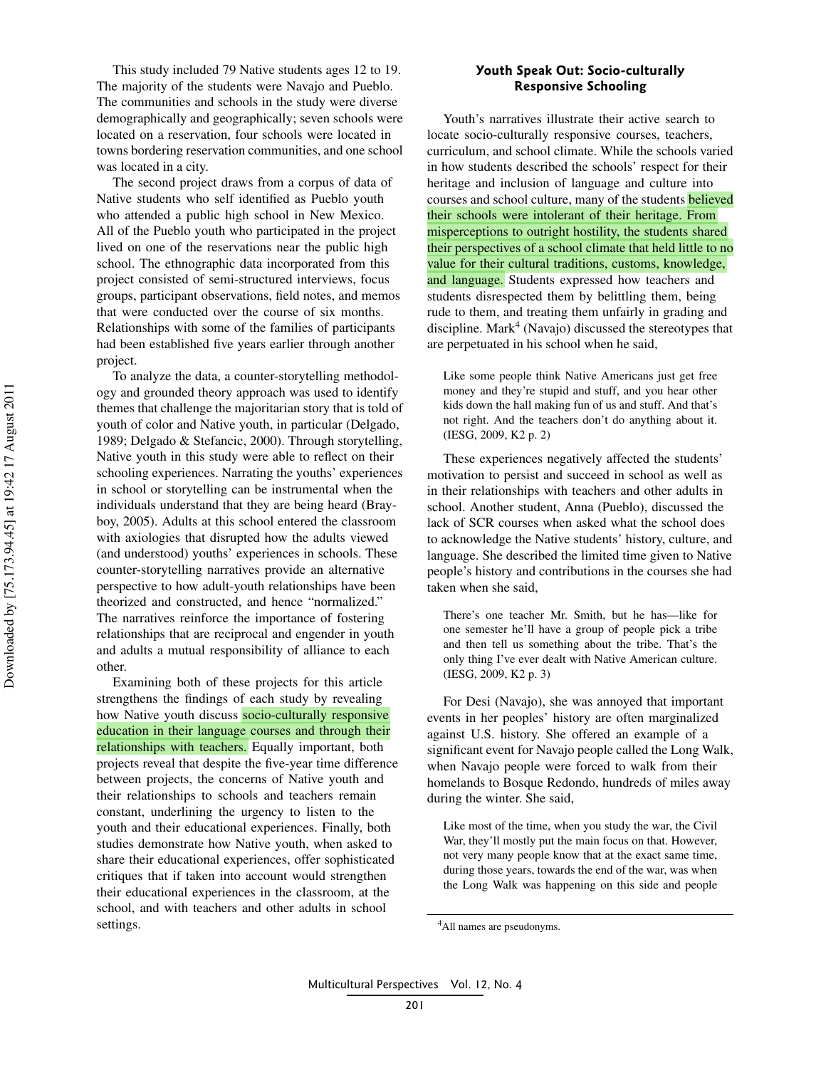This study included 79 Native students ages 12 to 19. The majority of the students were Navajo and Pueblo. The communities and schools in the study were diverse demographically and geographically; seven schools were located on a reservation, four schools were located in towns bordering reservation communities, and one school was located in a city.

The second project draws from a corpus of data of Native students who self identified as Pueblo youth who attended a public high school in New Mexico. All of the Pueblo youth who participated in the project lived on one of the reservations near the public high school. The ethnographic data incorporated from this project consisted of semi-structured interviews, focus groups, participant observations, field notes, and memos that were conducted over the course of six months. Relationships with some of the families of participants had been established five years earlier through another project.

To analyze the data, a counter-storytelling methodology and grounded theory approach was used to identify themes that challenge the majoritarian story that is told of youth of color and Native youth, in particular (Delgado, 1989; Delgado & Stefancic, 2000). Through storytelling, Native youth in this study were able to reflect on their schooling experiences. Narrating the youths' experiences in school or storytelling can be instrumental when the individuals understand that they are being heard (Brayboy, 2005). Adults at this school entered the classroom with axiologies that disrupted how the adults viewed (and understood) youths' experiences in schools. These counter-storytelling narratives provide an alternative perspective to how adult-youth relationships have been theorized and constructed, and hence "normalized." The narratives reinforce the importance of fostering relationships that are reciprocal and engender in youth and adults a mutual responsibility of alliance to each other.

Examining both of these projects for this article strengthens the findings of each study by revealing how Native youth discuss socio-culturally responsive education in their language courses and through their relationships with teachers. Equally important, both projects reveal that despite the five-year time difference between projects, the concerns of Native youth and their relationships to schools and teachers remain constant, underlining the urgency to listen to the youth and their educational experiences. Finally, both studies demonstrate how Native youth, when asked to share their educational experiences, offer sophisticated critiques that if taken into account would strengthen their educational experiences in the classroom, at the school, and with teachers and other adults in school settings.

## Youth Speak Out: Socio-culturally Responsive Schooling

Youth's narratives illustrate their active search to locate socio-culturally responsive courses, teachers, curriculum, and school climate. While the schools varied in how students described the schools' respect for their heritage and inclusion of language and culture into courses and school culture, many of the students believed their schools were intolerant of their heritage. From misperceptions to outright hostility, the students shared their perspectives of a school climate that held little to no value for their cultural traditions, customs, knowledge, and language. Students expressed how teachers and students disrespected them by belittling them, being rude to them, and treating them unfairly in grading and discipline. Mark[4] (Navajo) discussed the stereotypes that are perpetuated in his school when he said,

> Like some people think Native Americans just get free money and they're stupid and stuff, and you hear other kids down the hall making fun of us and stuff. And that's not right. And the teachers don't do anything about it. (IESG, 2009, K2 p. 2)

These experiences negatively affected the students' motivation to persist and succeed in school as well as in their relationships with teachers and other adults in school. Another student, Anna (Pueblo), discussed the lack of SCR courses when asked what the school does to acknowledge the Native students' history, culture, and language. She described the limited time given to Native people's history and contributions in the courses she had taken when she said,

> There's one teacher Mr. Smith, but he has—like for one semester he'll have a group of people pick a tribe and then tell us something about the tribe. That's the only thing I've ever dealt with Native American culture. (IESG, 2009, K2 p. 3)

For Desi (Navajo), she was annoyed that important events in her peoples' history are often marginalized against U.S. history. She offered an example of a significant event for Navajo people called the Long Walk, when Navajo people were forced to walk from their homelands to Bosque Redondo, hundreds of miles away during the winter. She said,

> Like most of the time, when you study the war, the Civil War, they'll mostly put the main focus on that. However, not very many people know that at the exact same time, during those years, towards the end of the war, was when the Long Walk was happening on this side and people

[4]All names are pseudonyms.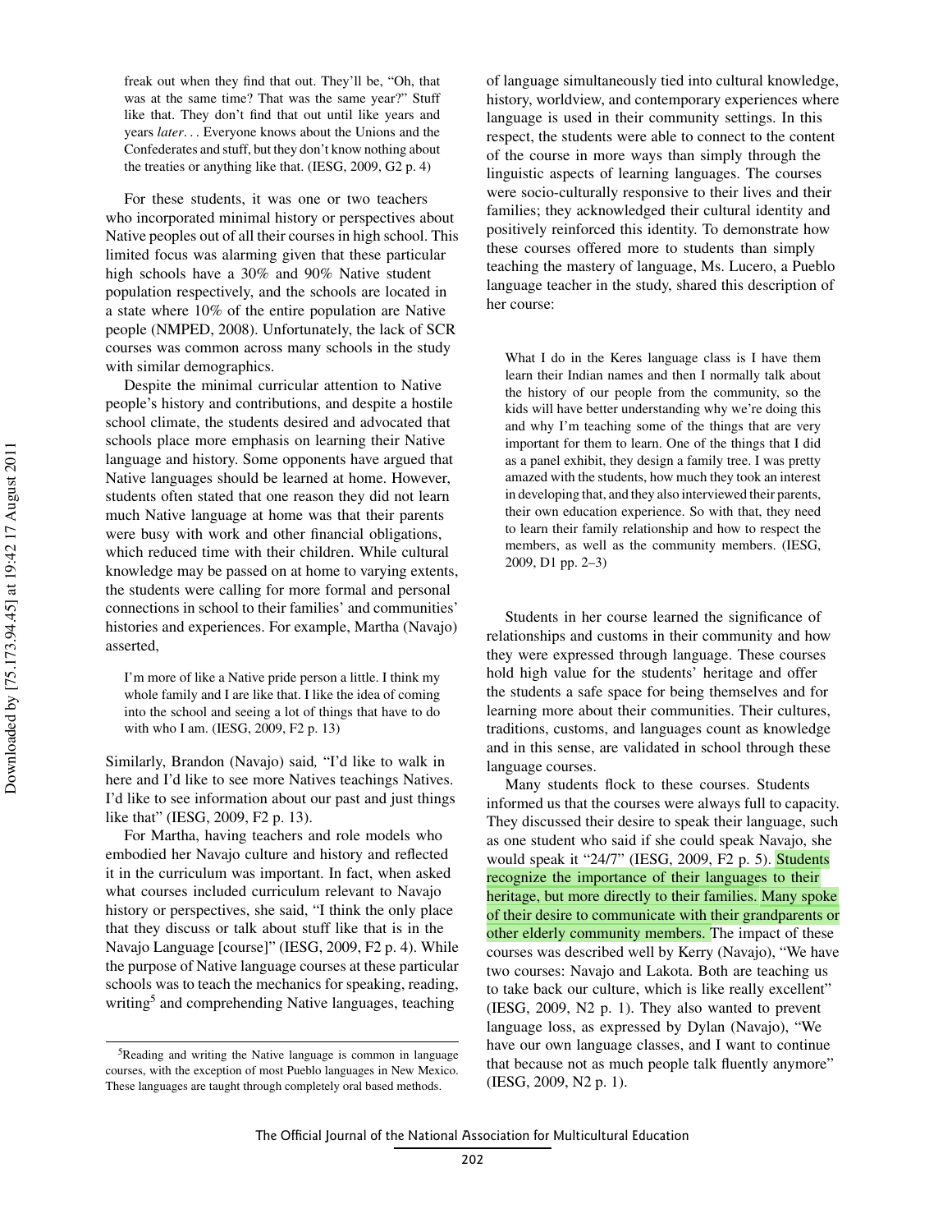freak out when they find that out. They'll be, "Oh, that was at the same time? That was the same year?" Stuff like that. They don't find that out until like years and years *later*... Everyone knows about the Unions and the Confederates and stuff, but they don't know nothing about the treaties or anything like that. (IESG, 2009, G2 p. 4)

For these students, it was one or two teachers who incorporated minimal history or perspectives about Native peoples out of all their courses in high school. This limited focus was alarming given that these particular high schools have a 30% and 90% Native student population respectively, and the schools are located in a state where 10% of the entire population are Native people (NMPED, 2008). Unfortunately, the lack of SCR courses was common across many schools in the study with similar demographics.

Despite the minimal curricular attention to Native people's history and contributions, and despite a hostile school climate, the students desired and advocated that schools place more emphasis on learning their Native language and history. Some opponents have argued that Native languages should be learned at home. However, students often stated that one reason they did not learn much Native language at home was that their parents were busy with work and other financial obligations, which reduced time with their children. While cultural knowledge may be passed on at home to varying extents, the students were calling for more formal and personal connections in school to their families' and communities' histories and experiences. For example, Martha (Navajo) asserted,

> I'm more of like a Native pride person a little. I think my whole family and I are like that. I like the idea of coming into the school and seeing a lot of things that have to do with who I am. (IESG, 2009, F2 p. 13)

Similarly, Brandon (Navajo) said, "I'd like to walk in here and I'd like to see more Natives teachings Natives. I'd like to see information about our past and just things like that" (IESG, 2009, F2 p. 13).

For Martha, having teachers and role models who embodied her Navajo culture and history and reflected it in the curriculum was important. In fact, when asked what courses included curriculum relevant to Navajo history or perspectives, she said, "I think the only place that they discuss or talk about stuff like that is in the Navajo Language [course]" (IESG, 2009, F2 p. 4). While the purpose of Native language courses at these particular schools was to teach the mechanics for speaking, reading, writing[5] and comprehending Native languages, teaching of language simultaneously tied into cultural knowledge, history, worldview, and contemporary experiences where language is used in their community settings. In this respect, the students were able to connect to the content of the course in more ways than simply through the linguistic aspects of learning languages. The courses were socio-culturally responsive to their lives and their families; they acknowledged their cultural identity and positively reinforced this identity. To demonstrate how these courses offered more to students than simply teaching the mastery of language, Ms. Lucero, a Pueblo language teacher in the study, shared this description of her course:

> What I do in the Keres language class is I have them learn their Indian names and then I normally talk about the history of our people from the community, so the kids will have better understanding why we're doing this and why I'm teaching some of the things that are very important for them to learn. One of the things that I did as a panel exhibit, they design a family tree. I was pretty amazed with the students, how much they took an interest in developing that, and they also interviewed their parents, their own education experience. So with that, they need to learn their family relationship and how to respect the members, as well as the community members. (IESG, 2009, D1 pp. 2–3)

Students in her course learned the significance of relationships and customs in their community and how they were expressed through language. These courses hold high value for the students' heritage and offer the students a safe space for being themselves and for learning more about their communities. Their cultures, traditions, customs, and languages count as knowledge and in this sense, are validated in school through these language courses.

Many students flock to these courses. Students informed us that the courses were always full to capacity. They discussed their desire to speak their language, such as one student who said if she could speak Navajo, she would speak it "24/7" (IESG, 2009, F2 p. 5). Students recognize the importance of their languages to their heritage, but more directly to their families. Many spoke of their desire to communicate with their grandparents or other elderly community members. The impact of these courses was described well by Kerry (Navajo), "We have two courses: Navajo and Lakota. Both are teaching us to take back our culture, which is like really excellent" (IESG, 2009, N2 p. 1). They also wanted to prevent language loss, as expressed by Dylan (Navajo), "We have our own language classes, and I want to continue that because not as much people talk fluently anymore" (IESG, 2009, N2 p. 1).

[5]Reading and writing the Native language is common in language courses, with the exception of most Pueblo languages in New Mexico. These languages are taught through completely oral based methods.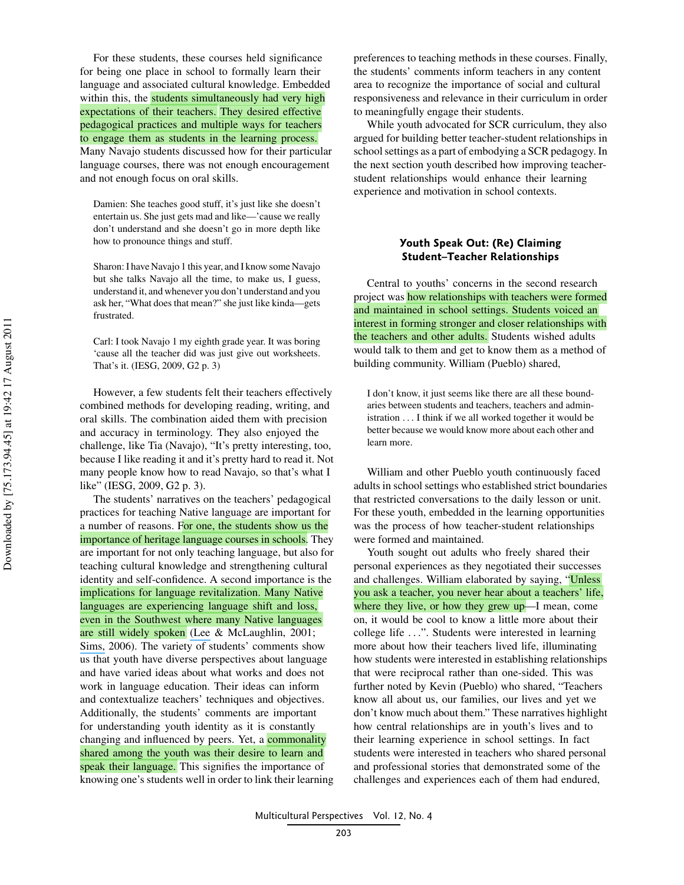For these students, these courses held significance for being one place in school to formally learn their language and associated cultural knowledge. Embedded within this, the students simultaneously had very high expectations of their teachers. They desired effective pedagogical practices and multiple ways for teachers to engage them as students in the learning process. Many Navajo students discussed how for their particular language courses, there was not enough encouragement and not enough focus on oral skills.

> Damien: She teaches good stuff, it's just like she doesn't entertain us. She just gets mad and like—'cause we really don't understand and she doesn't go in more depth like how to pronounce things and stuff.
>
> Sharon: I have Navajo 1 this year, and I know some Navajo but she talks Navajo all the time, to make us, I guess, understand it, and whenever you don't understand and you ask her, "What does that mean?" she just like kinda—gets frustrated.
>
> Carl: I took Navajo 1 my eighth grade year. It was boring 'cause all the teacher did was just give out worksheets. That's it. (IESG, 2009, G2 p. 3)

However, a few students felt their teachers effectively combined methods for developing reading, writing, and oral skills. The combination aided them with precision and accuracy in terminology. They also enjoyed the challenge, like Tia (Navajo), "It's pretty interesting, too, because I like reading it and it's pretty hard to read it. Not many people know how to read Navajo, so that's what I like" (IESG, 2009, G2 p. 3).

The students' narratives on the teachers' pedagogical practices for teaching Native language are important for a number of reasons. For one, the students show us the importance of heritage language courses in schools. They are important for not only teaching language, but also for teaching cultural knowledge and strengthening cultural identity and self-confidence. A second importance is the implications for language revitalization. Many Native languages are experiencing language shift and loss, even in the Southwest where many Native languages are still widely spoken (Lee & McLaughlin, 2001; Sims, 2006). The variety of students' comments show us that youth have diverse perspectives about language and have varied ideas about what works and does not work in language education. Their ideas can inform and contextualize teachers' techniques and objectives. Additionally, the students' comments are important for understanding youth identity as it is constantly changing and influenced by peers. Yet, a commonality shared among the youth was their desire to learn and speak their language. This signifies the importance of knowing one's students well in order to link their learning preferences to teaching methods in these courses. Finally, the students' comments inform teachers in any content area to recognize the importance of social and cultural responsiveness and relevance in their curriculum in order to meaningfully engage their students.

While youth advocated for SCR curriculum, they also argued for building better teacher-student relationships in school settings as a part of embodying a SCR pedagogy. In the next section youth described how improving teacher-student relationships would enhance their learning experience and motivation in school contexts.

## Youth Speak Out: (Re) Claiming Student–Teacher Relationships

Central to youths' concerns in the second research project was how relationships with teachers were formed and maintained in school settings. Students voiced an interest in forming stronger and closer relationships with the teachers and other adults. Students wished adults would talk to them and get to know them as a method of building community. William (Pueblo) shared,

> I don't know, it just seems like there are all these boundaries between students and teachers, teachers and administration . . . I think if we all worked together it would be better because we would know more about each other and learn more.

William and other Pueblo youth continuously faced adults in school settings who established strict boundaries that restricted conversations to the daily lesson or unit. For these youth, embedded in the learning opportunities was the process of how teacher-student relationships were formed and maintained.

Youth sought out adults who freely shared their personal experiences as they negotiated their successes and challenges. William elaborated by saying, "Unless you ask a teacher, you never hear about a teachers' life, where they live, or how they grew up—I mean, come on, it would be cool to know a little more about their college life . . .". Students were interested in learning more about how their teachers lived life, illuminating how students were interested in establishing relationships that were reciprocal rather than one-sided. This was further noted by Kevin (Pueblo) who shared, "Teachers know all about us, our families, our lives and yet we don't know much about them." These narratives highlight how central relationships are in youth's lives and to their learning experience in school settings. In fact students were interested in teachers who shared personal and professional stories that demonstrated some of the challenges and experiences each of them had endured,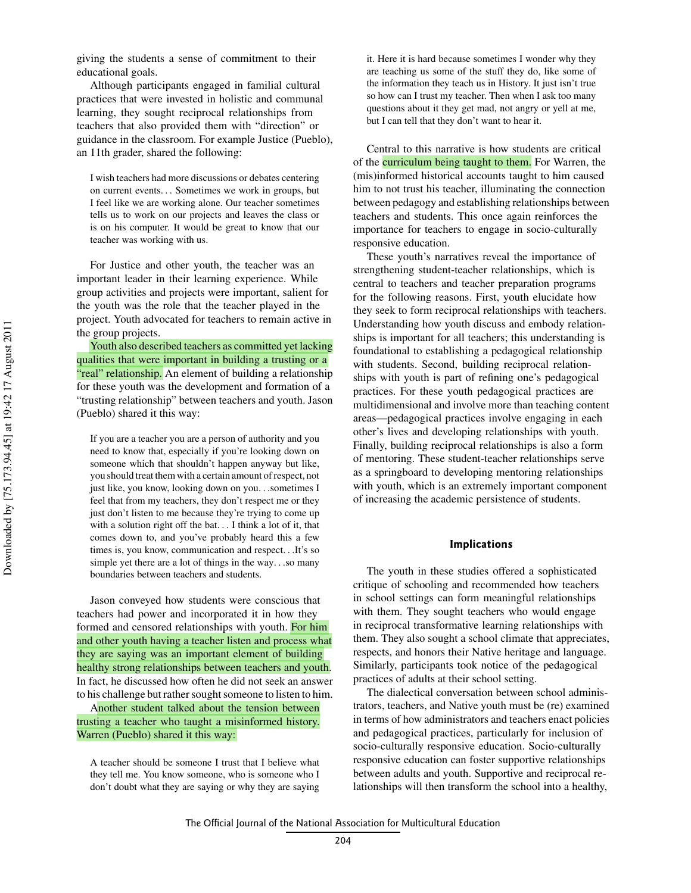giving the students a sense of commitment to their educational goals.

Although participants engaged in familial cultural practices that were invested in holistic and communal learning, they sought reciprocal relationships from teachers that also provided them with "direction" or guidance in the classroom. For example Justice (Pueblo), an 11th grader, shared the following:

> I wish teachers had more discussions or debates centering on current events. . . Sometimes we work in groups, but I feel like we are working alone. Our teacher sometimes tells us to work on our projects and leaves the class or is on his computer. It would be great to know that our teacher was working with us.

For Justice and other youth, the teacher was an important leader in their learning experience. While group activities and projects were important, salient for the youth was the role that the teacher played in the project. Youth advocated for teachers to remain active in the group projects.

Youth also described teachers as committed yet lacking qualities that were important in building a trusting or a "real" relationship. An element of building a relationship for these youth was the development and formation of a "trusting relationship" between teachers and youth. Jason (Pueblo) shared it this way:

> If you are a teacher you are a person of authority and you need to know that, especially if you're looking down on someone which that shouldn't happen anyway but like, you should treat them with a certain amount of respect, not just like, you know, looking down on you. . .sometimes I feel that from my teachers, they don't respect me or they just don't listen to me because they're trying to come up with a solution right off the bat. . . I think a lot of it, that comes down to, and you've probably heard this a few times is, you know, communication and respect. . .It's so simple yet there are a lot of things in the way. . .so many boundaries between teachers and students.

Jason conveyed how students were conscious that teachers had power and incorporated it in how they formed and censored relationships with youth. For him and other youth having a teacher listen and process what they are saying was an important element of building healthy strong relationships between teachers and youth. In fact, he discussed how often he did not seek an answer to his challenge but rather sought someone to listen to him.

Another student talked about the tension between trusting a teacher who taught a misinformed history. Warren (Pueblo) shared it this way:

> A teacher should be someone I trust that I believe what they tell me. You know someone, who is someone who I don't doubt what they are saying or why they are saying it. Here it is hard because sometimes I wonder why they are teaching us some of the stuff they do, like some of the information they teach us in History. It just isn't true so how can I trust my teacher. Then when I ask too many questions about it they get mad, not angry or yell at me, but I can tell that they don't want to hear it.

Central to this narrative is how students are critical of the curriculum being taught to them. For Warren, the (mis)informed historical accounts taught to him caused him to not trust his teacher, illuminating the connection between pedagogy and establishing relationships between teachers and students. This once again reinforces the importance for teachers to engage in socio-culturally responsive education.

These youth's narratives reveal the importance of strengthening student-teacher relationships, which is central to teachers and teacher preparation programs for the following reasons. First, youth elucidate how they seek to form reciprocal relationships with teachers. Understanding how youth discuss and embody relationships is important for all teachers; this understanding is foundational to establishing a pedagogical relationship with students. Second, building reciprocal relationships with youth is part of refining one's pedagogical practices. For these youth pedagogical practices are multidimensional and involve more than teaching content areas—pedagogical practices involve engaging in each other's lives and developing relationships with youth. Finally, building reciprocal relationships is also a form of mentoring. These student-teacher relationships serve as a springboard to developing mentoring relationships with youth, which is an extremely important component of increasing the academic persistence of students.

## Implications

The youth in these studies offered a sophisticated critique of schooling and recommended how teachers in school settings can form meaningful relationships with them. They sought teachers who would engage in reciprocal transformative learning relationships with them. They also sought a school climate that appreciates, respects, and honors their Native heritage and language. Similarly, participants took notice of the pedagogical practices of adults at their school setting.

The dialectical conversation between school administrators, teachers, and Native youth must be (re) examined in terms of how administrators and teachers enact policies and pedagogical practices, particularly for inclusion of socio-culturally responsive education. Socio-culturally responsive education can foster supportive relationships between adults and youth. Supportive and reciprocal relationships will then transform the school into a healthy,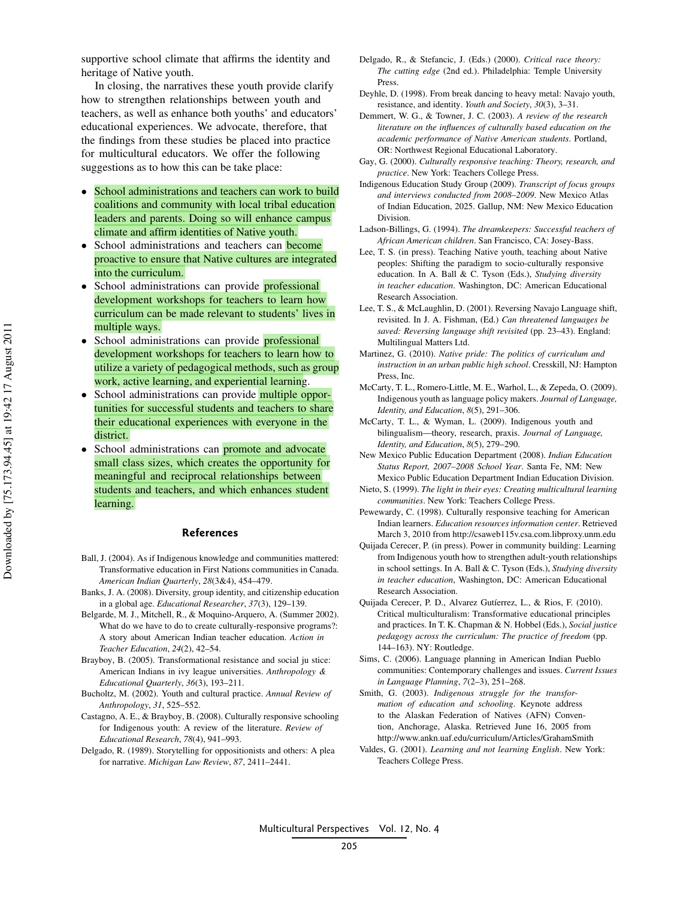supportive school climate that affirms the identity and heritage of Native youth.

In closing, the narratives these youth provide clarify how to strengthen relationships between youth and teachers, as well as enhance both youths' and educators' educational experiences. We advocate, therefore, that the findings from these studies be placed into practice for multicultural educators. We offer the following suggestions as to how this can be take place:

- School administrations and teachers can work to build coalitions and community with local tribal education leaders and parents. Doing so will enhance campus climate and affirm identities of Native youth.
- School administrations and teachers can become proactive to ensure that Native cultures are integrated into the curriculum.
- School administrations can provide professional development workshops for teachers to learn how curriculum can be made relevant to students' lives in multiple ways.
- School administrations can provide professional development workshops for teachers to learn how to utilize a variety of pedagogical methods, such as group work, active learning, and experiential learning.
- School administrations can provide multiple opportunities for successful students and teachers to share their educational experiences with everyone in the district.
- School administrations can promote and advocate small class sizes, which creates the opportunity for meaningful and reciprocal relationships between students and teachers, and which enhances student learning.

## References

Ball, J. (2004). As if Indigenous knowledge and communities mattered: Transformative education in First Nations communities in Canada. *American Indian Quarterly*, *28*(3&4), 454–479.

Banks, J. A. (2008). Diversity, group identity, and citizenship education in a global age. *Educational Researcher*, *37*(3), 129–139.

Belgarde, M. J., Mitchell, R., & Moquino-Arquero, A. (Summer 2002). What do we have to do to create culturally-responsive programs?: A story about American Indian teacher education. *Action in Teacher Education*, *24*(2), 42–54.

Brayboy, B. (2005). Transformational resistance and social ju stice: American Indians in ivy league universities. *Anthropology & Educational Quarterly*, *36*(3), 193–211.

Bucholtz, M. (2002). Youth and cultural practice. *Annual Review of Anthropology*, *31*, 525–552.

Castagno, A. E., & Brayboy, B. (2008). Culturally responsive schooling for Indigenous youth: A review of the literature. *Review of Educational Research*, *78*(4), 941–993.

Delgado, R. (1989). Storytelling for oppositionists and others: A plea for narrative. *Michigan Law Review*, *87*, 2411–2441.

Delgado, R., & Stefancic, J. (Eds.) (2000). *Critical race theory: The cutting edge* (2nd ed.). Philadelphia: Temple University Press.

Deyhle, D. (1998). From break dancing to heavy metal: Navajo youth, resistance, and identity. *Youth and Society*, *30*(3), 3–31.

Demmert, W. G., & Towner, J. C. (2003). *A review of the research literature on the influences of culturally based education on the academic performance of Native American students*. Portland, OR: Northwest Regional Educational Laboratory.

Gay, G. (2000). *Culturally responsive teaching: Theory, research, and practice*. New York: Teachers College Press.

Indigenous Education Study Group (2009). *Transcript of focus groups and interviews conducted from 2008–2009*. New Mexico Atlas of Indian Education, 2025. Gallup, NM: New Mexico Education Division.

Ladson-Billings, G. (1994). *The dreamkeepers: Successful teachers of African American children*. San Francisco, CA: Josey-Bass.

Lee, T. S. (in press). Teaching Native youth, teaching about Native peoples: Shifting the paradigm to socio-culturally responsive education. In A. Ball & C. Tyson (Eds.), *Studying diversity in teacher education*. Washington, DC: American Educational Research Association.

Lee, T. S., & McLaughlin, D. (2001). Reversing Navajo Language shift, revisited. In J. A. Fishman, (Ed.) *Can threatened languages be saved: Reversing language shift revisited* (pp. 23–43). England: Multilingual Matters Ltd.

Martinez, G. (2010). *Native pride: The politics of curriculum and instruction in an urban public high school*. Cresskill, NJ: Hampton Press, Inc.

McCarty, T. L., Romero-Little, M. E., Warhol, L., & Zepeda, O. (2009). Indigenous youth as language policy makers. *Journal of Language, Identity, and Education*, *8*(5), 291–306.

McCarty, T. L., & Wyman, L. (2009). Indigenous youth and bilingualism—theory, research, praxis. *Journal of Language, Identity, and Education*, *8*(5), 279–290.

New Mexico Public Education Department (2008). *Indian Education Status Report, 2007–2008 School Year*. Santa Fe, NM: New Mexico Public Education Department Indian Education Division.

Nieto, S. (1999). *The light in their eyes: Creating multicultural learning communities*. New York: Teachers College Press.

Pewewardy, C. (1998). Culturally responsive teaching for American Indian learners. *Education resources information center*. Retrieved March 3, 2010 from http://csaweb115v.csa.com.libproxy.unm.edu

Quijada Cerecer, P. (in press). Power in community building: Learning from Indigenous youth how to strengthen adult-youth relationships in school settings. In A. Ball & C. Tyson (Eds.), *Studying diversity in teacher education*, Washington, DC: American Educational Research Association.

Quijada Cerecer, P. D., Alvarez Gutíerrez, L., & Rios, F. (2010). Critical multiculturalism: Transformative educational principles and practices. In T. K. Chapman & N. Hobbel (Eds.), *Social justice pedagogy across the curriculum: The practice of freedom* (pp. 144–163). NY: Routledge.

Sims, C. (2006). Language planning in American Indian Pueblo communities: Contemporary challenges and issues. *Current Issues in Language Planning*, *7*(2–3), 251–268.

Smith, G. (2003). *Indigenous struggle for the transformation of education and schooling*. Keynote address to the Alaskan Federation of Natives (AFN) Convention, Anchorage, Alaska. Retrieved June 16, 2005 from http://www.ankn.uaf.edu/curriculum/Articles/GrahamSmith

Valdes, G. (2001). *Learning and not learning English*. New York: Teachers College Press.